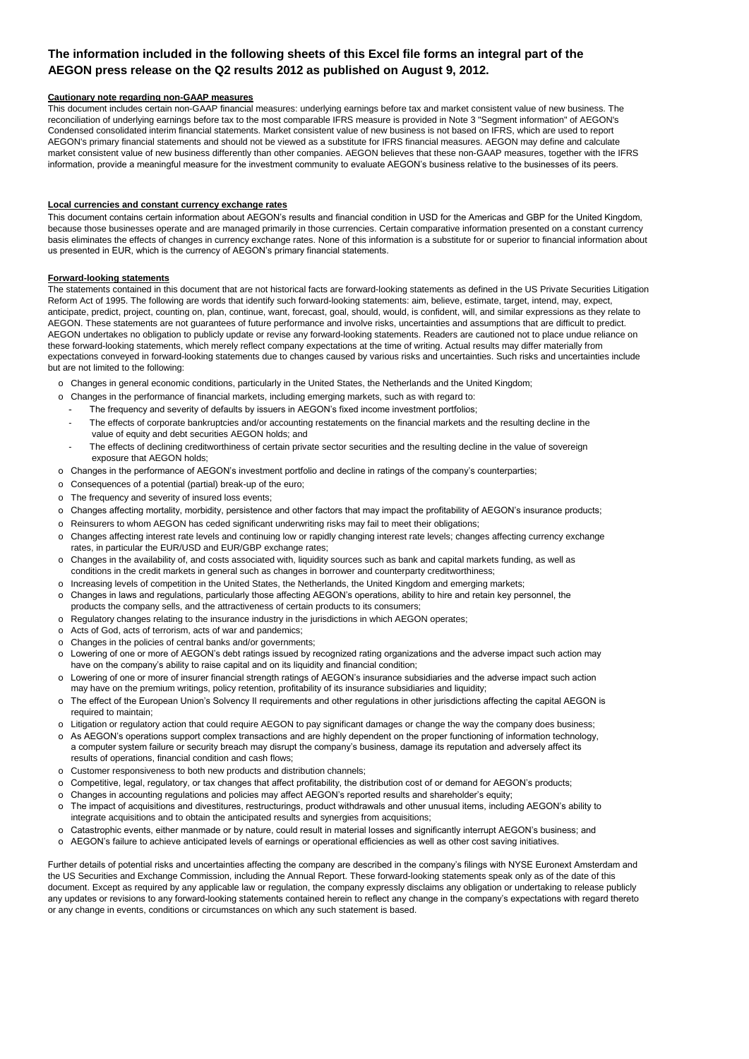# The information included in the following sheets of this Excel file forms an integral part of the AEGON press release on the Q2 results 2012 as published on August 9, 2012.

**Cautionary note regarding non-GAAP measures**

This document includes certain non-GAAP financial measures: underlying earnings before tax and market consistent value of new business. The reconciliation of underlying earnings before tax to the most comparable IFRS measure is provided in Note 3 "Segment information" of AEGON's Condensed consolidated interim financial statements. Market consistent value of new business is not based on IFRS, which are used to report AEGON's primary financial statements and should not be viewed as a substitute for IFRS financial measures. AEGON may define and calculate market consistent value of new business differently than other companies. AEGON believes that these non-GAAP measures, together with the IFRS information, provide a meaningful measure for the investment community to evaluate AEGON's business relative to the businesses of its peers.

**Local currencies and constant currency exchange rates**

This document contains certain information about AEGON's results and financial condition in USD for the Americas and GBP for the United Kingdom, because those businesses operate and are managed primarily in those currencies. Certain comparative information presented on a constant currency basis eliminates the effects of changes in currency exchange rates. None of this information is a substitute for or superior to financial information about us presented in EUR, which is the currency of AEGON's primary financial statements.

**Forward-looking statements**

The statements contained in this document that are not historical facts are forward-looking statements as defined in the US Private Securities Litigation Reform Act of 1995. The following are words that identify such forward-looking statements: aim, believe, estimate, target, intend, may, expect, anticipate, predict, project, counting on, plan, continue, want, forecast, goal, should, would, is confident, will, and similar expressions as they relate to AEGON. These statements are not guarantees of future performance and involve risks, uncertainties and assumptions that are difficult to predict. AEGON undertakes no obligation to publicly update or revise any forward-looking statements. Readers are cautioned not to place undue reliance on these forward-looking statements, which merely reflect company expectations at the time of writing. Actual results may differ materially from expectations conveyed in forward-looking statements due to changes caused by various risks and uncertainties. Such risks and uncertainties include but are not limited to the following:

- Changes in general economic conditions, particularly in the United States, the Netherlands and the United Kingdom;
- Changes in the performance of financial markets, including emerging markets, such as with regard to:
  - The frequency and severity of defaults by issuers in AEGON's fixed income investment portfolios;
  - The effects of corporate bankruptcies and/or accounting restatements on the financial markets and the resulting decline in the value of equity and debt securities AEGON holds; and
  - The effects of declining creditworthiness of certain private sector securities and the resulting decline in the value of sovereign exposure that AEGON holds;
- Changes in the performance of AEGON's investment portfolio and decline in ratings of the company's counterparties;
- Consequences of a potential (partial) break-up of the euro;
- The frequency and severity of insured loss events;
- Changes affecting mortality, morbidity, persistence and other factors that may impact the profitability of AEGON's insurance products;
- Reinsurers to whom AEGON has ceded significant underwriting risks may fail to meet their obligations;
- Changes affecting interest rate levels and continuing low or rapidly changing interest rate levels; changes affecting currency exchange rates, in particular the EUR/USD and EUR/GBP exchange rates;
- Changes in the availability of, and costs associated with, liquidity sources such as bank and capital markets funding, as well as conditions in the credit markets in general such as changes in borrower and counterparty creditworthiness;
- Increasing levels of competition in the United States, the Netherlands, the United Kingdom and emerging markets;
- Changes in laws and regulations, particularly those affecting AEGON's operations, ability to hire and retain key personnel, the products the company sells, and the attractiveness of certain products to its consumers;
- Regulatory changes relating to the insurance industry in the jurisdictions in which AEGON operates;
- Acts of God, acts of terrorism, acts of war and pandemics;
- Changes in the policies of central banks and/or governments;
- Lowering of one or more of AEGON's debt ratings issued by recognized rating organizations and the adverse impact such action may have on the company's ability to raise capital and on its liquidity and financial condition;
- Lowering of one or more of insurer financial strength ratings of AEGON's insurance subsidiaries and the adverse impact such action may have on the premium writings, policy retention, profitability of its insurance subsidiaries and liquidity;
- The effect of the European Union's Solvency II requirements and other regulations in other jurisdictions affecting the capital AEGON is required to maintain;
- Litigation or regulatory action that could require AEGON to pay significant damages or change the way the company does business;
- As AEGON's operations support complex transactions and are highly dependent on the proper functioning of information technology, a computer system failure or security breach may disrupt the company's business, damage its reputation and adversely affect its results of operations, financial condition and cash flows;
- Customer responsiveness to both new products and distribution channels;
- Competitive, legal, regulatory, or tax changes that affect profitability, the distribution cost of or demand for AEGON's products;
- Changes in accounting regulations and policies may affect AEGON's reported results and shareholder's equity;
- The impact of acquisitions and divestitures, restructurings, product withdrawals and other unusual items, including AEGON's ability to integrate acquisitions and to obtain the anticipated results and synergies from acquisitions;
- Catastrophic events, either manmade or by nature, could result in material losses and significantly interrupt AEGON's business; and
- AEGON's failure to achieve anticipated levels of earnings or operational efficiencies as well as other cost saving initiatives.

Further details of potential risks and uncertainties affecting the company are described in the company's filings with NYSE Euronext Amsterdam and the US Securities and Exchange Commission, including the Annual Report. These forward-looking statements speak only as of the date of this document. Except as required by any applicable law or regulation, the company expressly disclaims any obligation or undertaking to release publicly any updates or revisions to any forward-looking statements contained herein to reflect any change in the company's expectations with regard thereto or any change in events, conditions or circumstances on which any such statement is based.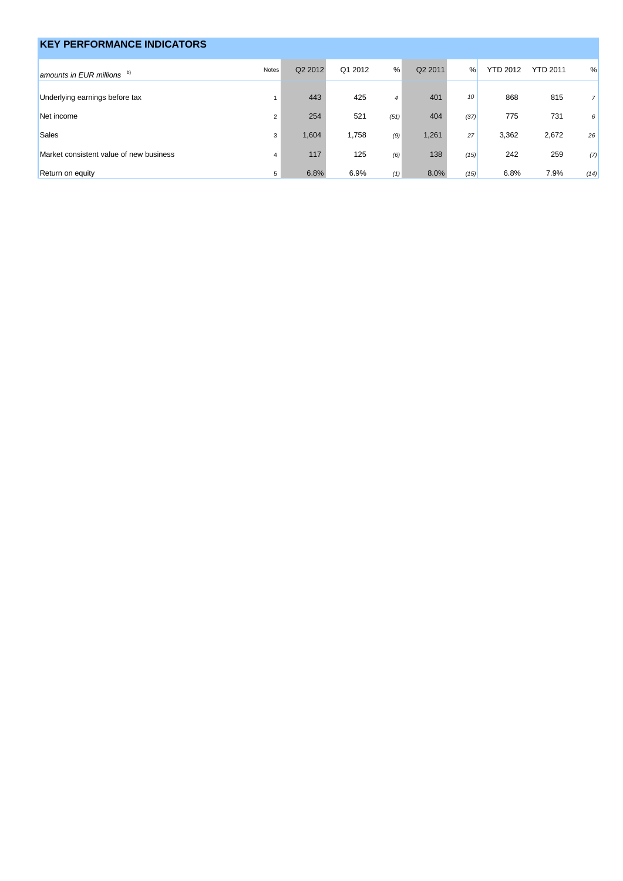## KEY PERFORMANCE INDICATORS

| *amounts in EUR millions* b) | Notes | Q2 2012 | Q1 2012 | % | Q2 2011 | % | YTD 2012 | YTD 2011 | % |
|---|---|---|---|---|---|---|---|---|---|
| Underlying earnings before tax | 1 | 443 | 425 | *4* | 401 | *10* | 868 | 815 | *7* |
| Net income | 2 | 254 | 521 | *(51)* | 404 | *(37)* | 775 | 731 | *6* |
| Sales | 3 | 1,604 | 1,758 | *(9)* | 1,261 | *27* | 3,362 | 2,672 | *26* |
| Market consistent value of new business | 4 | 117 | 125 | *(6)* | 138 | *(15)* | 242 | 259 | *(7)* |
| Return on equity | 5 | 6.8% | 6.9% | *(1)* | 8.0% | *(15)* | 6.8% | 7.9% | *(14)* |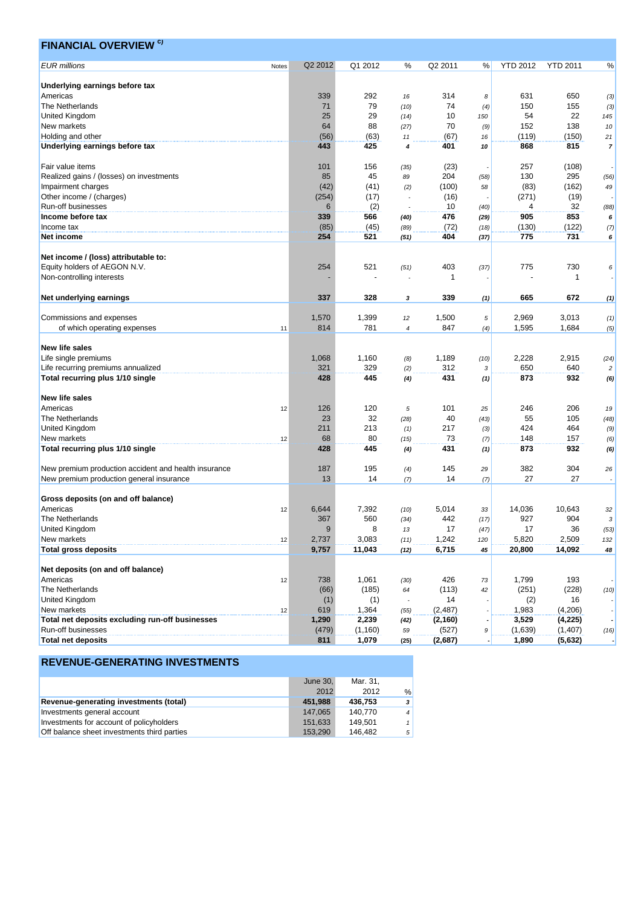## FINANCIAL OVERVIEW [c)]

| *EUR millions* | Notes | Q2 2012 | Q1 2012 | % | Q2 2011 | % | YTD 2012 | YTD 2011 | % |
|---|---|---|---|---|---|---|---|---|---|
| **Underlying earnings before tax** | | | | | | | | | |
| Americas | | 339 | 292 | 16 | 314 | 8 | 631 | 650 | (3) |
| The Netherlands | | 71 | 79 | (10) | 74 | (4) | 150 | 155 | (3) |
| United Kingdom | | 25 | 29 | (14) | 10 | 150 | 54 | 22 | 145 |
| New markets | | 64 | 88 | (27) | 70 | (9) | 152 | 138 | 10 |
| Holding and other | | (56) | (63) | 11 | (67) | 16 | (119) | (150) | 21 |
| **Underlying earnings before tax** | | **443** | **425** | **4** | **401** | **10** | **868** | **815** | **7** |
| | | | | | | | | | |
| Fair value items | | 101 | 156 | (35) | (23) | - | 257 | (108) | - |
| Realized gains / (losses) on investments | | 85 | 45 | 89 | 204 | (58) | 130 | 295 | (56) |
| Impairment charges | | (42) | (41) | (2) | (100) | 58 | (83) | (162) | 49 |
| Other income / (charges) | | (254) | (17) | - | (16) | - | (271) | (19) | - |
| Run-off businesses | | 6 | (2) | - | 10 | (40) | 4 | 32 | (88) |
| **Income before tax** | | **339** | **566** | **(40)** | **476** | **(29)** | **905** | **853** | **6** |
| Income tax | | (85) | (45) | (89) | (72) | (18) | (130) | (122) | (7) |
| **Net income** | | **254** | **521** | **(51)** | **404** | **(37)** | **775** | **731** | **6** |
| | | | | | | | | | |
| **Net income / (loss) attributable to:** | | | | | | | | | |
| Equity holders of AEGON N.V. | | 254 | 521 | (51) | 403 | (37) | 775 | 730 | 6 |
| Non-controlling interests | | - | - | - | 1 | - | - | 1 | - |
| | | | | | | | | | |
| **Net underlying earnings** | | **337** | **328** | **3** | **339** | **(1)** | **665** | **672** | **(1)** |
| | | | | | | | | | |
| Commissions and expenses | | 1,570 | 1,399 | 12 | 1,500 | 5 | 2,969 | 3,013 | (1) |
| of which operating expenses | 11 | 814 | 781 | 4 | 847 | (4) | 1,595 | 1,684 | (5) |
| | | | | | | | | | |
| **New life sales** | | | | | | | | | |
| Life single premiums | | 1,068 | 1,160 | (8) | 1,189 | (10) | 2,228 | 2,915 | (24) |
| Life recurring premiums annualized | | 321 | 329 | (2) | 312 | 3 | 650 | 640 | 2 |
| **Total recurring plus 1/10 single** | | **428** | **445** | **(4)** | **431** | **(1)** | **873** | **932** | **(6)** |
| | | | | | | | | | |
| **New life sales** | | | | | | | | | |
| Americas | 12 | 126 | 120 | 5 | 101 | 25 | 246 | 206 | 19 |
| The Netherlands | | 23 | 32 | (28) | 40 | (43) | 55 | 105 | (48) |
| United Kingdom | | 211 | 213 | (1) | 217 | (3) | 424 | 464 | (9) |
| New markets | 12 | 68 | 80 | (15) | 73 | (7) | 148 | 157 | (6) |
| **Total recurring plus 1/10 single** | | **428** | **445** | **(4)** | **431** | **(1)** | **873** | **932** | **(6)** |
| | | | | | | | | | |
| New premium production accident and health insurance | | 187 | 195 | (4) | 145 | 29 | 382 | 304 | 26 |
| New premium production general insurance | | 13 | 14 | (7) | 14 | (7) | 27 | 27 | - |
| | | | | | | | | | |
| **Gross deposits (on and off balance)** | | | | | | | | | |
| Americas | 12 | 6,644 | 7,392 | (10) | 5,014 | 33 | 14,036 | 10,643 | 32 |
| The Netherlands | | 367 | 560 | (34) | 442 | (17) | 927 | 904 | 3 |
| United Kingdom | | 9 | 8 | 13 | 17 | (47) | 17 | 36 | (53) |
| New markets | 12 | 2,737 | 3,083 | (11) | 1,242 | 120 | 5,820 | 2,509 | 132 |
| **Total gross deposits** | | **9,757** | **11,043** | **(12)** | **6,715** | **45** | **20,800** | **14,092** | **48** |
| | | | | | | | | | |
| **Net deposits (on and off balance)** | | | | | | | | | |
| Americas | 12 | 738 | 1,061 | (30) | 426 | 73 | 1,799 | 193 | - |
| The Netherlands | | (66) | (185) | 64 | (113) | 42 | (251) | (228) | (10) |
| United Kingdom | | (1) | (1) | - | 14 | - | (2) | 16 | - |
| New markets | 12 | 619 | 1,364 | (55) | (2,487) | - | 1,983 | (4,206) | - |
| **Total net deposits excluding run-off businesses** | | **1,290** | **2,239** | **(42)** | **(2,160)** | **-** | **3,529** | **(4,225)** | **-** |
| Run-off businesses | | (479) | (1,160) | 59 | (527) | 9 | (1,639) | (1,407) | (16) |
| **Total net deposits** | | **811** | **1,079** | **(25)** | **(2,687)** | **-** | **1,890** | **(5,632)** | **-** |

## REVENUE-GENERATING INVESTMENTS

| | June 30, 2012 | Mar. 31, 2012 | % |
|---|---|---|---|
| **Revenue-generating investments (total)** | **451,988** | **436,753** | **3** |
| Investments general account | 147,065 | 140,770 | 4 |
| Investments for account of policyholders | 151,633 | 149,501 | 1 |
| Off balance sheet investments third parties | 153,290 | 146,482 | 5 |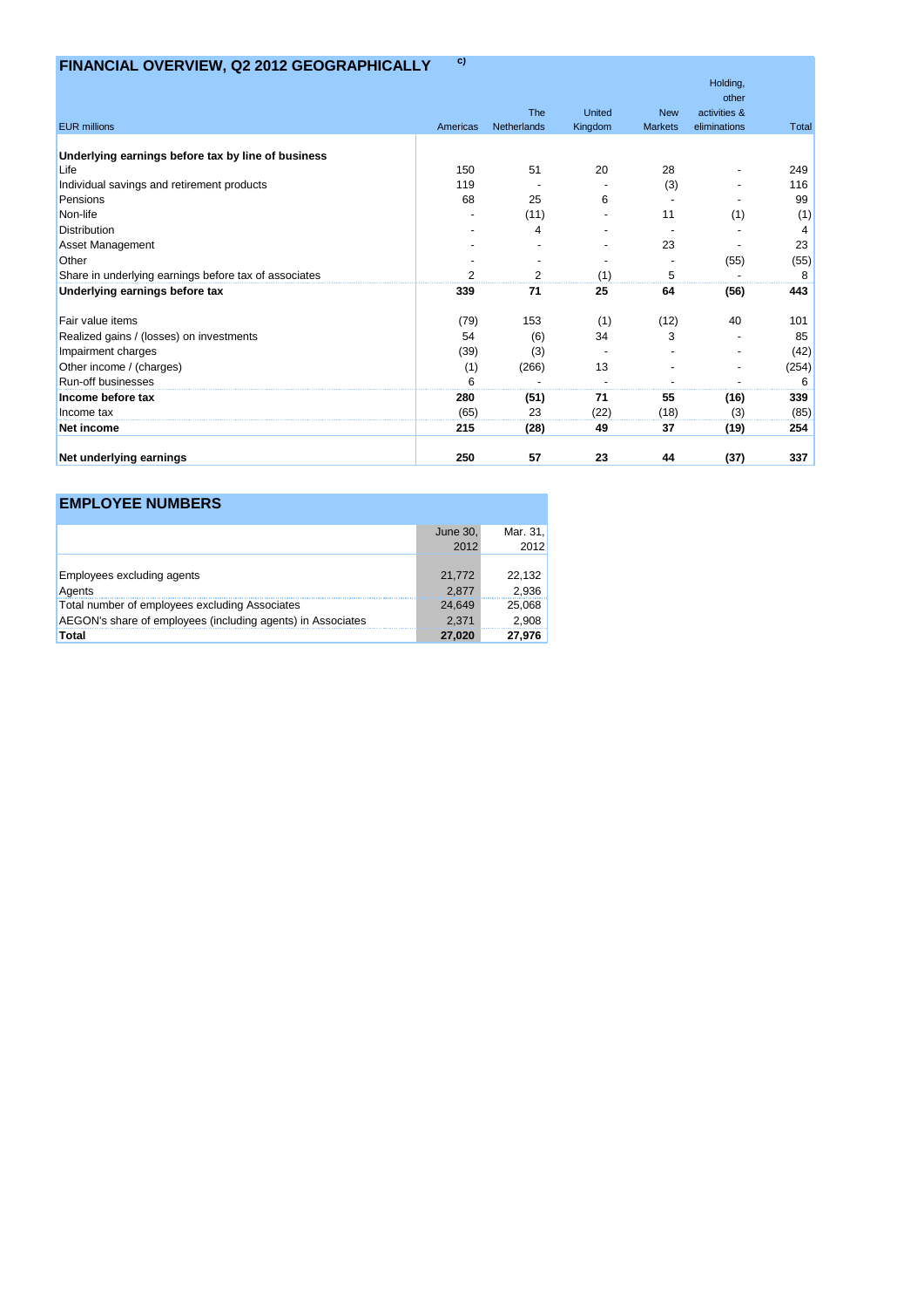## FINANCIAL OVERVIEW, Q2 2012 GEOGRAPHICALLY c)

| EUR millions | Americas | The Netherlands | United Kingdom | New Markets | Holding, other activities & eliminations | Total |
|---|---|---|---|---|---|---|
| **Underlying earnings before tax by line of business** | | | | | | |
| Life | 150 | 51 | 20 | 28 | - | 249 |
| Individual savings and retirement products | 119 | - | - | (3) | - | 116 |
| Pensions | 68 | 25 | 6 | - | - | 99 |
| Non-life | - | (11) | - | 11 | (1) | (1) |
| Distribution | - | 4 | - | - | - | 4 |
| Asset Management | - | - | - | 23 | - | 23 |
| Other | - | - | - | - | (55) | (55) |
| Share in underlying earnings before tax of associates | 2 | 2 | (1) | 5 | - | 8 |
| **Underlying earnings before tax** | **339** | **71** | **25** | **64** | **(56)** | **443** |
| Fair value items | (79) | 153 | (1) | (12) | 40 | 101 |
| Realized gains / (losses) on investments | 54 | (6) | 34 | 3 | - | 85 |
| Impairment charges | (39) | (3) | - | - | - | (42) |
| Other income / (charges) | (1) | (266) | 13 | - | - | (254) |
| Run-off businesses | 6 | - | - | - | - | 6 |
| **Income before tax** | **280** | **(51)** | **71** | **55** | **(16)** | **339** |
| Income tax | (65) | 23 | (22) | (18) | (3) | (85) |
| **Net income** | **215** | **(28)** | **49** | **37** | **(19)** | **254** |
| **Net underlying earnings** | **250** | **57** | **23** | **44** | **(37)** | **337** |

## EMPLOYEE NUMBERS

| | June 30, 2012 | Mar. 31, 2012 |
|---|---|---|
| Employees excluding agents | 21,772 | 22,132 |
| Agents | 2,877 | 2,936 |
| Total number of employees excluding Associates | 24,649 | 25,068 |
| AEGON's share of employees (including agents) in Associates | 2,371 | 2,908 |
| **Total** | **27,020** | **27,976** |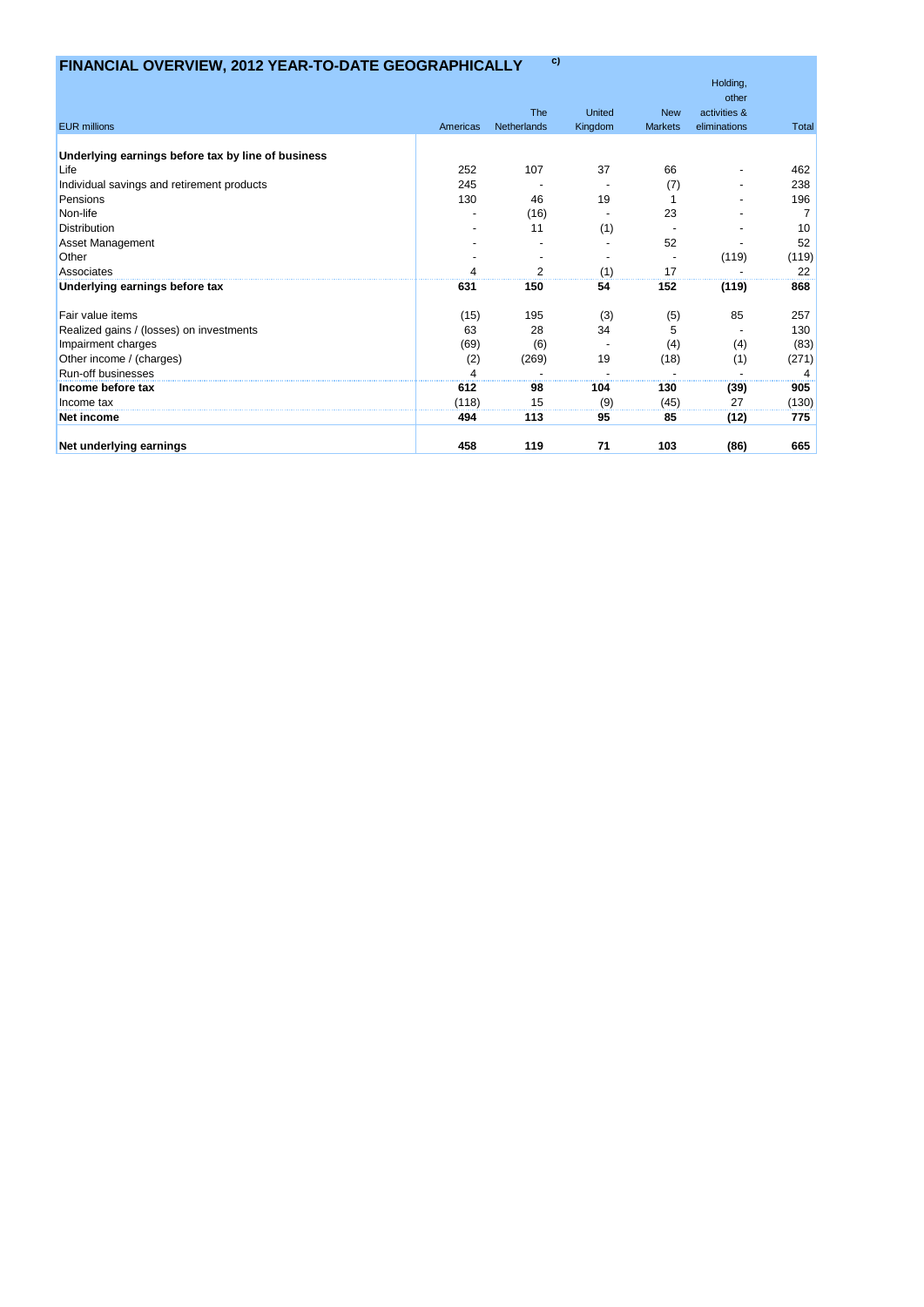# FINANCIAL OVERVIEW, 2012 YEAR-TO-DATE GEOGRAPHICALLY [c)]

| EUR millions | Americas | The Netherlands | United Kingdom | New Markets | Holding, other activities & eliminations | Total |
|---|---|---|---|---|---|---|
| **Underlying earnings before tax by line of business** | | | | | | |
| Life | 252 | 107 | 37 | 66 | - | 462 |
| Individual savings and retirement products | 245 | - | - | (7) | - | 238 |
| Pensions | 130 | 46 | 19 | 1 | - | 196 |
| Non-life | - | (16) | - | 23 | - | 7 |
| Distribution | - | 11 | (1) | - | - | 10 |
| Asset Management | - | - | - | 52 | - | 52 |
| Other | - | - | - | - | (119) | (119) |
| Associates | 4 | 2 | (1) | 17 | - | 22 |
| **Underlying earnings before tax** | **631** | **150** | **54** | **152** | **(119)** | **868** |
| Fair value items | (15) | 195 | (3) | (5) | 85 | 257 |
| Realized gains / (losses) on investments | 63 | 28 | 34 | 5 | - | 130 |
| Impairment charges | (69) | (6) | - | (4) | (4) | (83) |
| Other income / (charges) | (2) | (269) | 19 | (18) | (1) | (271) |
| Run-off businesses | 4 | - | - | - | - | 4 |
| **Income before tax** | **612** | **98** | **104** | **130** | **(39)** | **905** |
| Income tax | (118) | 15 | (9) | (45) | 27 | (130) |
| **Net income** | **494** | **113** | **95** | **85** | **(12)** | **775** |
| **Net underlying earnings** | **458** | **119** | **71** | **103** | **(86)** | **665** |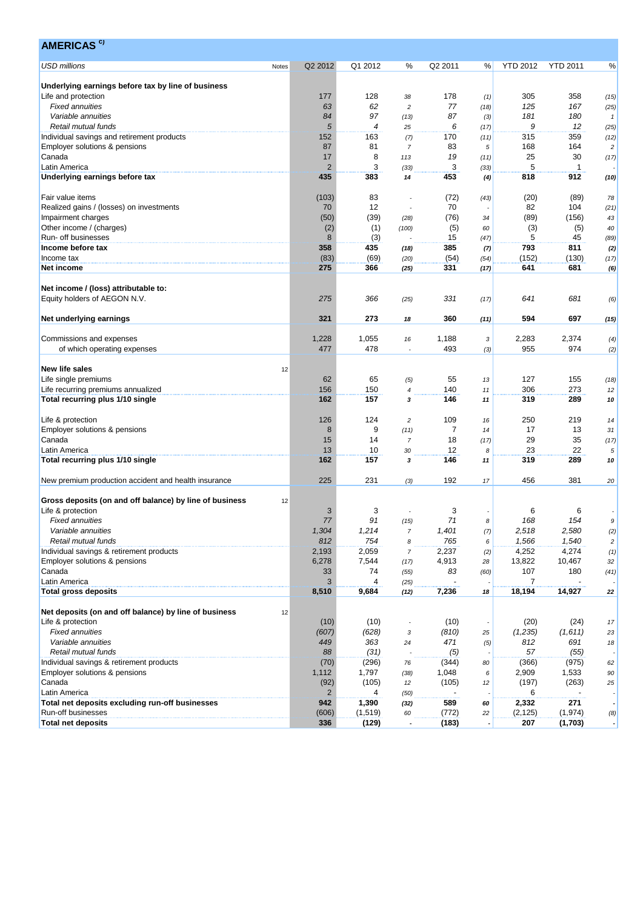## AMERICAS [c)]

| USD millions | Notes | Q2 2012 | Q1 2012 | % | Q2 2011 | % | YTD 2012 | YTD 2011 | % |
|---|---|---|---|---|---|---|---|---|---|
| **Underlying earnings before tax by line of business** | | | | | | | | | |
| Life and protection | | 177 | 128 | 38 | 178 | (1) | 305 | 358 | (15) |
| *Fixed annuities* | | *63* | *62* | 2 | *77* | (18) | *125* | *167* | (25) |
| *Variable annuities* | | *84* | *97* | (13) | *87* | (3) | *181* | *180* | 1 |
| *Retail mutual funds* | | *5* | *4* | 25 | *6* | (17) | *9* | *12* | (25) |
| Individual savings and retirement products | | 152 | 163 | (7) | 170 | (11) | 315 | 359 | (12) |
| Employer solutions & pensions | | 87 | 81 | 7 | 83 | 5 | 168 | 164 | 2 |
| Canada | | 17 | 8 | 113 | 19 | (11) | 25 | 30 | (17) |
| Latin America | | 2 | 3 | (33) | 3 | (33) | 5 | 1 | - |
| **Underlying earnings before tax** | | **435** | **383** | **14** | **453** | **(4)** | **818** | **912** | **(10)** |
| | | | | | | | | | |
| Fair value items | | (103) | 83 | - | (72) | (43) | (20) | (89) | 78 |
| Realized gains / (losses) on investments | | 70 | 12 | - | 70 | - | 82 | 104 | (21) |
| Impairment charges | | (50) | (39) | (28) | (76) | 34 | (89) | (156) | 43 |
| Other income / (charges) | | (2) | (1) | (100) | (5) | 60 | (3) | (5) | 40 |
| Run- off businesses | | 8 | (3) | - | 15 | (47) | 5 | 45 | (89) |
| **Income before tax** | | **358** | **435** | **(18)** | **385** | **(7)** | **793** | **811** | **(2)** |
| Income tax | | (83) | (69) | (20) | (54) | (54) | (152) | (130) | (17) |
| **Net income** | | **275** | **366** | **(25)** | **331** | **(17)** | **641** | **681** | **(6)** |
| | | | | | | | | | |
| **Net income / (loss) attributable to:** | | | | | | | | | |
| Equity holders of AEGON N.V. | | *275* | *366* | (25) | *331* | (17) | *641* | *681* | (6) |
| | | | | | | | | | |
| **Net underlying earnings** | | **321** | **273** | **18** | **360** | **(11)** | **594** | **697** | **(15)** |
| | | | | | | | | | |
| Commissions and expenses | | 1,228 | 1,055 | 16 | 1,188 | 3 | 2,283 | 2,374 | (4) |
| of which operating expenses | | 477 | 478 | - | 493 | (3) | 955 | 974 | (2) |
| | | | | | | | | | |
| **New life sales** | 12 | | | | | | | | |
| Life single premiums | | 62 | 65 | (5) | 55 | 13 | 127 | 155 | (18) |
| Life recurring premiums annualized | | 156 | 150 | 4 | 140 | 11 | 306 | 273 | 12 |
| **Total recurring plus 1/10 single** | | **162** | **157** | **3** | **146** | **11** | **319** | **289** | **10** |
| | | | | | | | | | |
| Life & protection | | 126 | 124 | 2 | 109 | 16 | 250 | 219 | 14 |
| Employer solutions & pensions | | 8 | 9 | (11) | 7 | 14 | 17 | 13 | 31 |
| Canada | | 15 | 14 | 7 | 18 | (17) | 29 | 35 | (17) |
| Latin America | | 13 | 10 | 30 | 12 | 8 | 23 | 22 | 5 |
| **Total recurring plus 1/10 single** | | **162** | **157** | **3** | **146** | **11** | **319** | **289** | **10** |
| | | | | | | | | | |
| New premium production accident and health insurance | | 225 | 231 | (3) | 192 | 17 | 456 | 381 | 20 |
| | | | | | | | | | |
| **Gross deposits (on and off balance) by line of business** | 12 | | | | | | | | |
| Life & protection | | 3 | 3 | - | 3 | - | 6 | 6 | - |
| *Fixed annuities* | | *77* | *91* | (15) | *71* | 8 | *168* | *154* | 9 |
| *Variable annuities* | | *1,304* | *1,214* | 7 | *1,401* | (7) | *2,518* | *2,580* | (2) |
| *Retail mutual funds* | | *812* | *754* | 8 | *765* | 6 | *1,566* | *1,540* | 2 |
| Individual savings & retirement products | | 2,193 | 2,059 | 7 | 2,237 | (2) | 4,252 | 4,274 | (1) |
| Employer solutions & pensions | | 6,278 | 7,544 | (17) | 4,913 | 28 | 13,822 | 10,467 | 32 |
| Canada | | 33 | 74 | (55) | 83 | (60) | 107 | 180 | (41) |
| Latin America | | 3 | 4 | (25) | - | - | 7 | - | - |
| **Total gross deposits** | | **8,510** | **9,684** | **(12)** | **7,236** | **18** | **18,194** | **14,927** | **22** |
| | | | | | | | | | |
| **Net deposits (on and off balance) by line of business** | 12 | | | | | | | | |
| Life & protection | | (10) | (10) | - | (10) | - | (20) | (24) | 17 |
| *Fixed annuities* | | *(607)* | *(628)* | 3 | *(810)* | 25 | *(1,235)* | *(1,611)* | 23 |
| *Variable annuities* | | *449* | *363* | 24 | *471* | (5) | *812* | *691* | 18 |
| *Retail mutual funds* | | *88* | *(31)* | - | *(5)* | - | *57* | *(55)* | - |
| Individual savings & retirement products | | (70) | (296) | 76 | (344) | 80 | (366) | (975) | 62 |
| Employer solutions & pensions | | 1,112 | 1,797 | (38) | 1,048 | 6 | 2,909 | 1,533 | 90 |
| Canada | | (92) | (105) | 12 | (105) | 12 | (197) | (263) | 25 |
| Latin America | | 2 | 4 | (50) | - | - | 6 | - | - |
| **Total net deposits excluding run-off businesses** | | **942** | **1,390** | **(32)** | **589** | **60** | **2,332** | **271** | **-** |
| Run-off businesses | | (606) | (1,519) | 60 | (772) | 22 | (2,125) | (1,974) | (8) |
| **Total net deposits** | | **336** | **(129)** | **-** | **(183)** | **-** | **207** | **(1,703)** | **-** |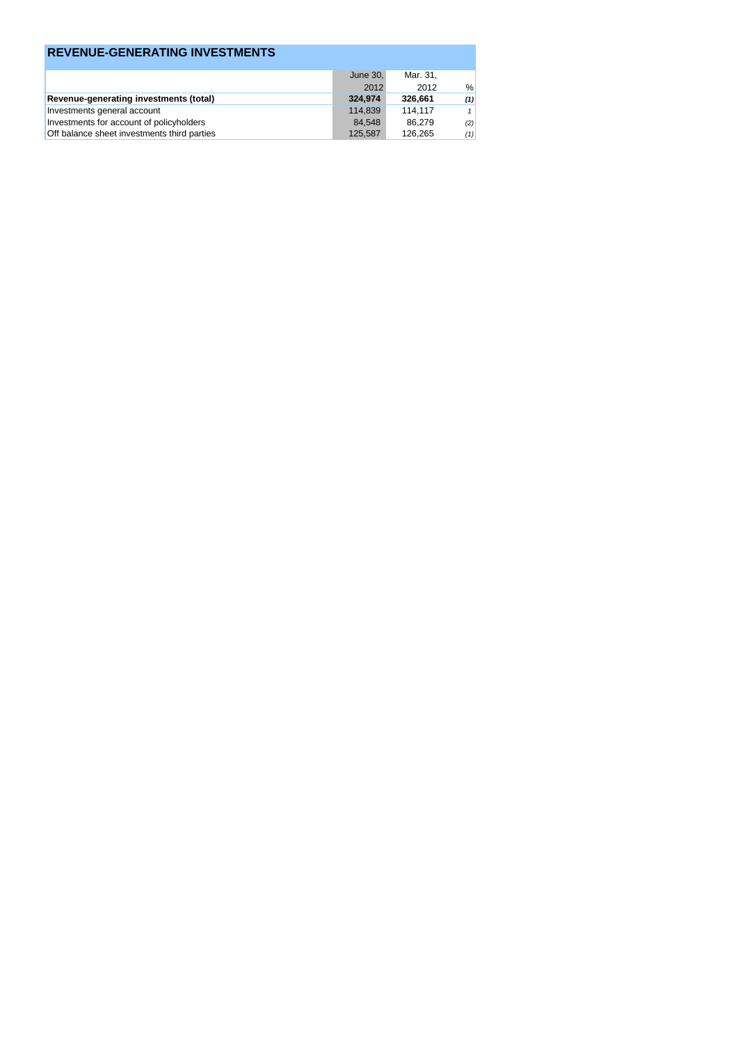## REVENUE-GENERATING INVESTMENTS

| | June 30, 2012 | Mar. 31, 2012 | % |
|---|---|---|---|
| **Revenue-generating investments (total)** | **324,974** | **326,661** | ***(1)*** |
| Investments general account | 114,839 | 114,117 | *1* |
| Investments for account of policyholders | 84,548 | 86,279 | *(2)* |
| Off balance sheet investments third parties | 125,587 | 126,265 | *(1)* |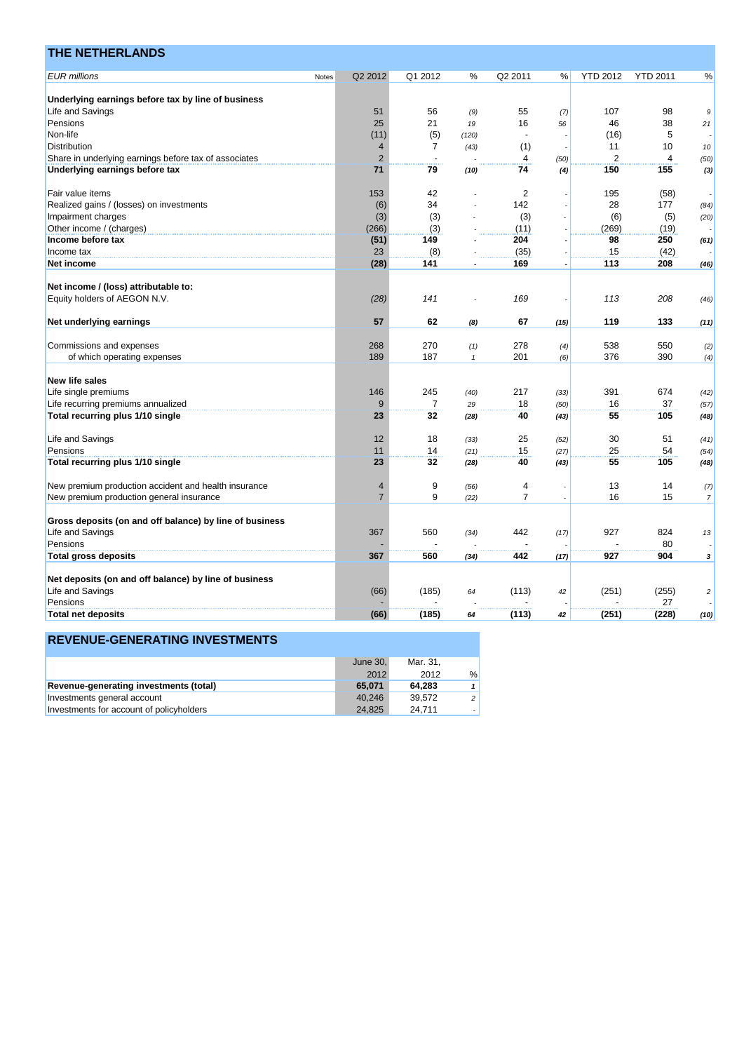## THE NETHERLANDS

| EUR millions | Notes | Q2 2012 | Q1 2012 | % | Q2 2011 | % | YTD 2012 | YTD 2011 | % |
|---|---|---|---|---|---|---|---|---|---|
| **Underlying earnings before tax by line of business** | | | | | | | | | |
| Life and Savings | | 51 | 56 | (9) | 55 | (7) | 107 | 98 | 9 |
| Pensions | | 25 | 21 | 19 | 16 | 56 | 46 | 38 | 21 |
| Non-life | | (11) | (5) | (120) | - | - | (16) | 5 | - |
| Distribution | | 4 | 7 | (43) | (1) | - | 11 | 10 | 10 |
| Share in underlying earnings before tax of associates | | 2 | - | - | 4 | (50) | 2 | 4 | (50) |
| **Underlying earnings before tax** | | **71** | **79** | **(10)** | **74** | **(4)** | **150** | **155** | **(3)** |
| | | | | | | | | | |
| Fair value items | | 153 | 42 | - | 2 | - | 195 | (58) | - |
| Realized gains / (losses) on investments | | (6) | 34 | - | 142 | - | 28 | 177 | (84) |
| Impairment charges | | (3) | (3) | - | (3) | - | (6) | (5) | (20) |
| Other income / (charges) | | (266) | (3) | - | (11) | - | (269) | (19) | - |
| **Income before tax** | | **(51)** | **149** | **-** | **204** | **-** | **98** | **250** | **(61)** |
| Income tax | | 23 | (8) | - | (35) | - | 15 | (42) | - |
| **Net income** | | **(28)** | **141** | **-** | **169** | **-** | **113** | **208** | **(46)** |
| | | | | | | | | | |
| **Net income / (loss) attributable to:** | | | | | | | | | |
| Equity holders of AEGON N.V. | | *(28)* | *141* | - | *169* | - | *113* | *208* | *(46)* |
| | | | | | | | | | |
| **Net underlying earnings** | | **57** | **62** | **(8)** | **67** | **(15)** | **119** | **133** | **(11)** |
| | | | | | | | | | |
| Commissions and expenses | | 268 | 270 | (1) | 278 | (4) | 538 | 550 | (2) |
| of which operating expenses | | 189 | 187 | 1 | 201 | (6) | 376 | 390 | (4) |
| | | | | | | | | | |
| **New life sales** | | | | | | | | | |
| Life single premiums | | 146 | 245 | (40) | 217 | (33) | 391 | 674 | (42) |
| Life recurring premiums annualized | | 9 | 7 | 29 | 18 | (50) | 16 | 37 | (57) |
| **Total recurring plus 1/10 single** | | **23** | **32** | **(28)** | **40** | **(43)** | **55** | **105** | **(48)** |
| | | | | | | | | | |
| Life and Savings | | 12 | 18 | (33) | 25 | (52) | 30 | 51 | (41) |
| Pensions | | 11 | 14 | (21) | 15 | (27) | 25 | 54 | (54) |
| **Total recurring plus 1/10 single** | | **23** | **32** | **(28)** | **40** | **(43)** | **55** | **105** | **(48)** |
| | | | | | | | | | |
| New premium production accident and health insurance | | 4 | 9 | (56) | 4 | - | 13 | 14 | (7) |
| New premium production general insurance | | 7 | 9 | (22) | 7 | - | 16 | 15 | 7 |
| | | | | | | | | | |
| **Gross deposits (on and off balance) by line of business** | | | | | | | | | |
| Life and Savings | | 367 | 560 | (34) | 442 | (17) | 927 | 824 | 13 |
| Pensions | | - | - | - | - | - | - | 80 | - |
| **Total gross deposits** | | **367** | **560** | **(34)** | **442** | **(17)** | **927** | **904** | **3** |
| | | | | | | | | | |
| **Net deposits (on and off balance) by line of business** | | | | | | | | | |
| Life and Savings | | (66) | (185) | 64 | (113) | 42 | (251) | (255) | 2 |
| Pensions | | - | - | - | - | - | - | 27 | - |
| **Total net deposits** | | **(66)** | **(185)** | **64** | **(113)** | **42** | **(251)** | **(228)** | **(10)** |

## REVENUE-GENERATING INVESTMENTS

| | June 30, 2012 | Mar. 31, 2012 | % |
|---|---|---|---|
| **Revenue-generating investments (total)** | **65,071** | **64,283** | **1** |
| Investments general account | 40,246 | 39,572 | 2 |
| Investments for account of policyholders | 24,825 | 24,711 | - |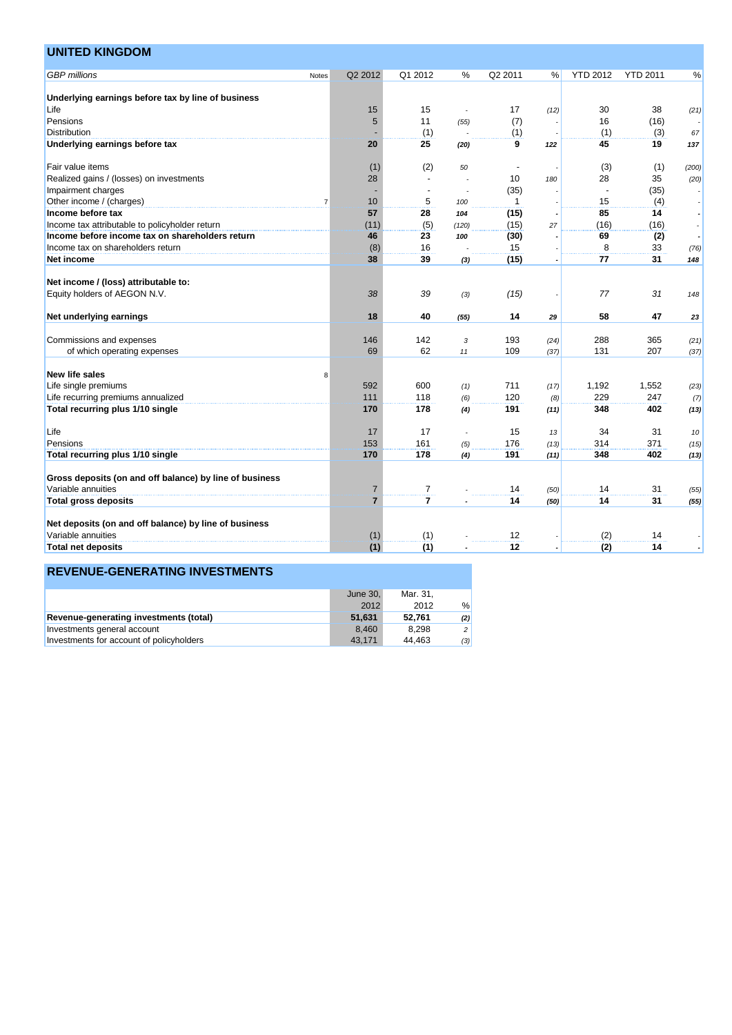## UNITED KINGDOM

| GBP millions | Notes | Q2 2012 | Q1 2012 | % | Q2 2011 | % | YTD 2012 | YTD 2011 | % |
|---|---|---|---|---|---|---|---|---|---|
| **Underlying earnings before tax by line of business** | | | | | | | | | |
| Life | | 15 | 15 | - | 17 | (12) | 30 | 38 | (21) |
| Pensions | | 5 | 11 | (55) | (7) | - | 16 | (16) | - |
| Distribution | | - | (1) | - | (1) | - | (1) | (3) | 67 |
| **Underlying earnings before tax** | | **20** | **25** | **(20)** | **9** | **122** | **45** | **19** | **137** |
| Fair value items | | (1) | (2) | 50 | - | - | (3) | (1) | (200) |
| Realized gains / (losses) on investments | | 28 | - | - | 10 | 180 | 28 | 35 | (20) |
| Impairment charges | | - | - | - | (35) | - | - | (35) | - |
| Other income / (charges) | 7 | 10 | 5 | 100 | 1 | - | 15 | (4) | - |
| **Income before tax** | | **57** | **28** | **104** | **(15)** | **-** | **85** | **14** | **-** |
| Income tax attributable to policyholder return | | (11) | (5) | (120) | (15) | 27 | (16) | (16) | - |
| **Income before income tax on shareholders return** | | **46** | **23** | **100** | **(30)** | **-** | **69** | **(2)** | **-** |
| Income tax on shareholders return | | (8) | 16 | - | 15 | - | 8 | 33 | (76) |
| **Net income** | | **38** | **39** | **(3)** | **(15)** | **-** | **77** | **31** | **148** |
| **Net income / (loss) attributable to:** | | | | | | | | | |
| Equity holders of AEGON N.V. | | *38* | *39* | *(3)* | *(15)* | *-* | *77* | *31* | *148* |
| **Net underlying earnings** | | **18** | **40** | **(55)** | **14** | **29** | **58** | **47** | **23** |
| Commissions and expenses | | 146 | 142 | 3 | 193 | (24) | 288 | 365 | (21) |
| of which operating expenses | | 69 | 62 | 11 | 109 | (37) | 131 | 207 | (37) |
| **New life sales** | 8 | | | | | | | | |
| Life single premiums | | 592 | 600 | (1) | 711 | (17) | 1,192 | 1,552 | (23) |
| Life recurring premiums annualized | | 111 | 118 | (6) | 120 | (8) | 229 | 247 | (7) |
| **Total recurring plus 1/10 single** | | **170** | **178** | **(4)** | **191** | **(11)** | **348** | **402** | **(13)** |
| Life | | 17 | 17 | - | 15 | 13 | 34 | 31 | 10 |
| Pensions | | 153 | 161 | (5) | 176 | (13) | 314 | 371 | (15) |
| **Total recurring plus 1/10 single** | | **170** | **178** | **(4)** | **191** | **(11)** | **348** | **402** | **(13)** |
| **Gross deposits (on and off balance) by line of business** | | | | | | | | | |
| Variable annuities | | 7 | 7 | - | 14 | (50) | 14 | 31 | (55) |
| **Total gross deposits** | | **7** | **7** | **-** | **14** | **(50)** | **14** | **31** | **(55)** |
| **Net deposits (on and off balance) by line of business** | | | | | | | | | |
| Variable annuities | | (1) | (1) | - | 12 | - | (2) | 14 | - |
| **Total net deposits** | | **(1)** | **(1)** | **-** | **12** | **-** | **(2)** | **14** | **-** |

## REVENUE-GENERATING INVESTMENTS

| | June 30, 2012 | Mar. 31, 2012 | % |
|---|---|---|---|
| **Revenue-generating investments (total)** | **51,631** | **52,761** | **(2)** |
| Investments general account | 8,460 | 8,298 | 2 |
| Investments for account of policyholders | 43,171 | 44,463 | (3) |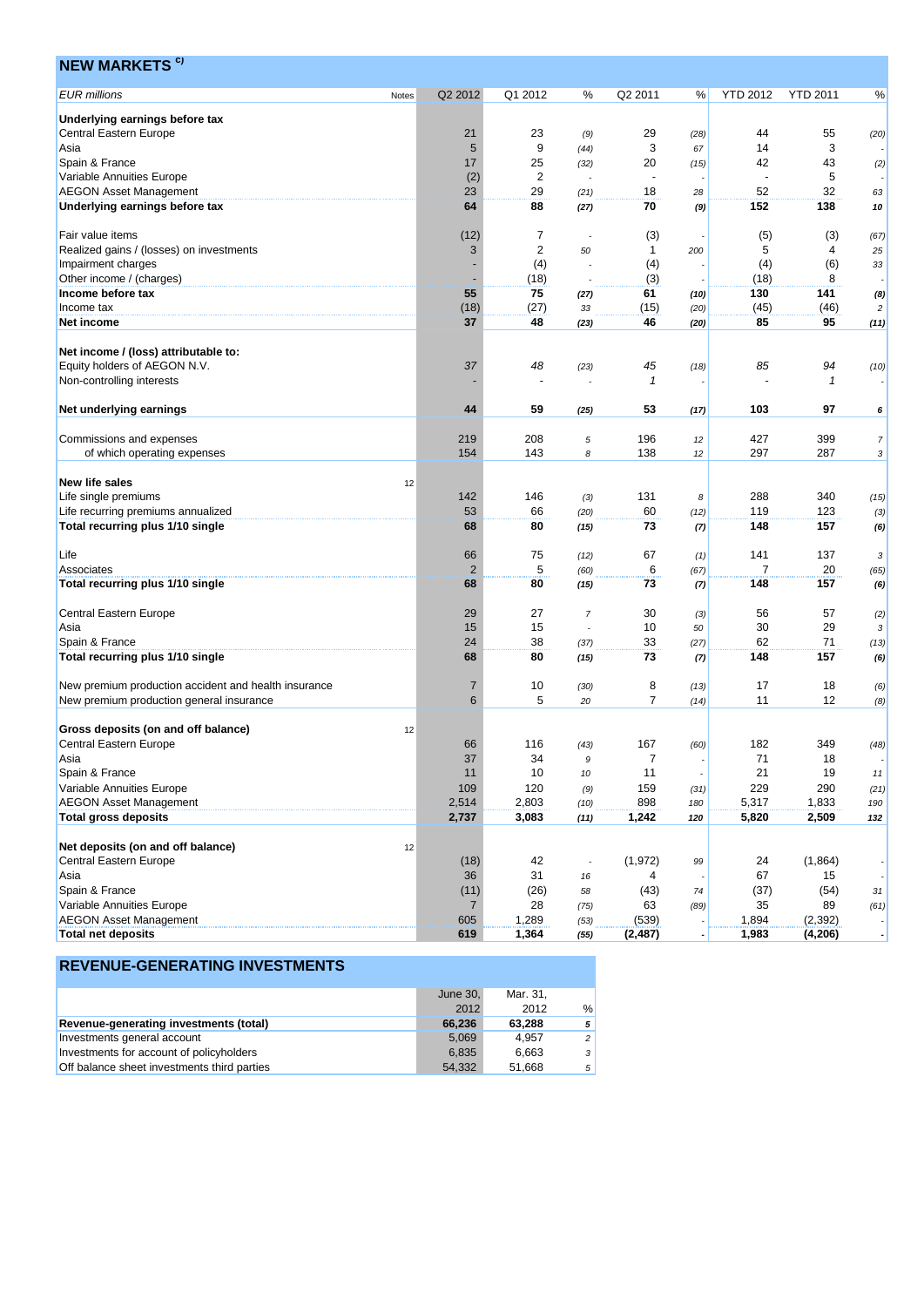## NEW MARKETS [c)]

| EUR millions | Notes | Q2 2012 | Q1 2012 | % | Q2 2011 | % | YTD 2012 | YTD 2011 | % |
|---|---|---|---|---|---|---|---|---|---|
| **Underlying earnings before tax** | | | | | | | | | |
| Central Eastern Europe | | 21 | 23 | (9) | 29 | (28) | 44 | 55 | (20) |
| Asia | | 5 | 9 | (44) | 3 | 67 | 14 | 3 | - |
| Spain & France | | 17 | 25 | (32) | 20 | (15) | 42 | 43 | (2) |
| Variable Annuities Europe | | (2) | 2 | - | - | - | - | 5 | - |
| AEGON Asset Management | | 23 | 29 | (21) | 18 | 28 | 52 | 32 | 63 |
| **Underlying earnings before tax** | | **64** | **88** | **(27)** | **70** | **(9)** | **152** | **138** | **10** |
| | | | | | | | | | |
| Fair value items | | (12) | 7 | - | (3) | - | (5) | (3) | (67) |
| Realized gains / (losses) on investments | | 3 | 2 | 50 | 1 | 200 | 5 | 4 | 25 |
| Impairment charges | | - | (4) | - | (4) | - | (4) | (6) | 33 |
| Other income / (charges) | | - | (18) | - | (3) | - | (18) | 8 | - |
| **Income before tax** | | **55** | **75** | **(27)** | **61** | **(10)** | **130** | **141** | **(8)** |
| Income tax | | (18) | (27) | 33 | (15) | (20) | (45) | (46) | 2 |
| **Net income** | | **37** | **48** | **(23)** | **46** | **(20)** | **85** | **95** | **(11)** |
| | | | | | | | | | |
| **Net income / (loss) attributable to:** | | | | | | | | | |
| Equity holders of AEGON N.V. | | *37* | *48* | (23) | *45* | (18) | *85* | *94* | (10) |
| Non-controlling interests | | - | - | - | *1* | - | - | *1* | - |
| | | | | | | | | | |
| **Net underlying earnings** | | **44** | **59** | **(25)** | **53** | **(17)** | **103** | **97** | **6** |
| | | | | | | | | | |
| Commissions and expenses | | 219 | 208 | 5 | 196 | 12 | 427 | 399 | 7 |
| of which operating expenses | | 154 | 143 | 8 | 138 | 12 | 297 | 287 | 3 |
| | | | | | | | | | |
| **New life sales** | 12 | | | | | | | | |
| Life single premiums | | 142 | 146 | (3) | 131 | 8 | 288 | 340 | (15) |
| Life recurring premiums annualized | | 53 | 66 | (20) | 60 | (12) | 119 | 123 | (3) |
| **Total recurring plus 1/10 single** | | **68** | **80** | **(15)** | **73** | **(7)** | **148** | **157** | **(6)** |
| | | | | | | | | | |
| Life | | 66 | 75 | (12) | 67 | (1) | 141 | 137 | 3 |
| Associates | | 2 | 5 | (60) | 6 | (67) | 7 | 20 | (65) |
| **Total recurring plus 1/10 single** | | **68** | **80** | **(15)** | **73** | **(7)** | **148** | **157** | **(6)** |
| | | | | | | | | | |
| Central Eastern Europe | | 29 | 27 | 7 | 30 | (3) | 56 | 57 | (2) |
| Asia | | 15 | 15 | - | 10 | 50 | 30 | 29 | 3 |
| Spain & France | | 24 | 38 | (37) | 33 | (27) | 62 | 71 | (13) |
| **Total recurring plus 1/10 single** | | **68** | **80** | **(15)** | **73** | **(7)** | **148** | **157** | **(6)** |
| | | | | | | | | | |
| New premium production accident and health insurance | | 7 | 10 | (30) | 8 | (13) | 17 | 18 | (6) |
| New premium production general insurance | | 6 | 5 | 20 | 7 | (14) | 11 | 12 | (8) |
| | | | | | | | | | |
| **Gross deposits (on and off balance)** | 12 | | | | | | | | |
| Central Eastern Europe | | 66 | 116 | (43) | 167 | (60) | 182 | 349 | (48) |
| Asia | | 37 | 34 | 9 | 7 | - | 71 | 18 | - |
| Spain & France | | 11 | 10 | 10 | 11 | - | 21 | 19 | 11 |
| Variable Annuities Europe | | 109 | 120 | (9) | 159 | (31) | 229 | 290 | (21) |
| AEGON Asset Management | | 2,514 | 2,803 | (10) | 898 | 180 | 5,317 | 1,833 | 190 |
| **Total gross deposits** | | **2,737** | **3,083** | **(11)** | **1,242** | **120** | **5,820** | **2,509** | **132** |
| | | | | | | | | | |
| **Net deposits (on and off balance)** | 12 | | | | | | | | |
| Central Eastern Europe | | (18) | 42 | - | (1,972) | 99 | 24 | (1,864) | - |
| Asia | | 36 | 31 | 16 | 4 | - | 67 | 15 | - |
| Spain & France | | (11) | (26) | 58 | (43) | 74 | (37) | (54) | 31 |
| Variable Annuities Europe | | 7 | 28 | (75) | 63 | (89) | 35 | 89 | (61) |
| AEGON Asset Management | | 605 | 1,289 | (53) | (539) | - | 1,894 | (2,392) | - |
| **Total net deposits** | | **619** | **1,364** | **(55)** | **(2,487)** | **-** | **1,983** | **(4,206)** | **-** |

## REVENUE-GENERATING INVESTMENTS

| | June 30, 2012 | Mar. 31, 2012 | % |
|---|---|---|---|
| **Revenue-generating investments (total)** | **66,236** | **63,288** | **5** |
| Investments general account | 5,069 | 4,957 | 2 |
| Investments for account of policyholders | 6,835 | 6,663 | 3 |
| Off balance sheet investments third parties | 54,332 | 51,668 | 5 |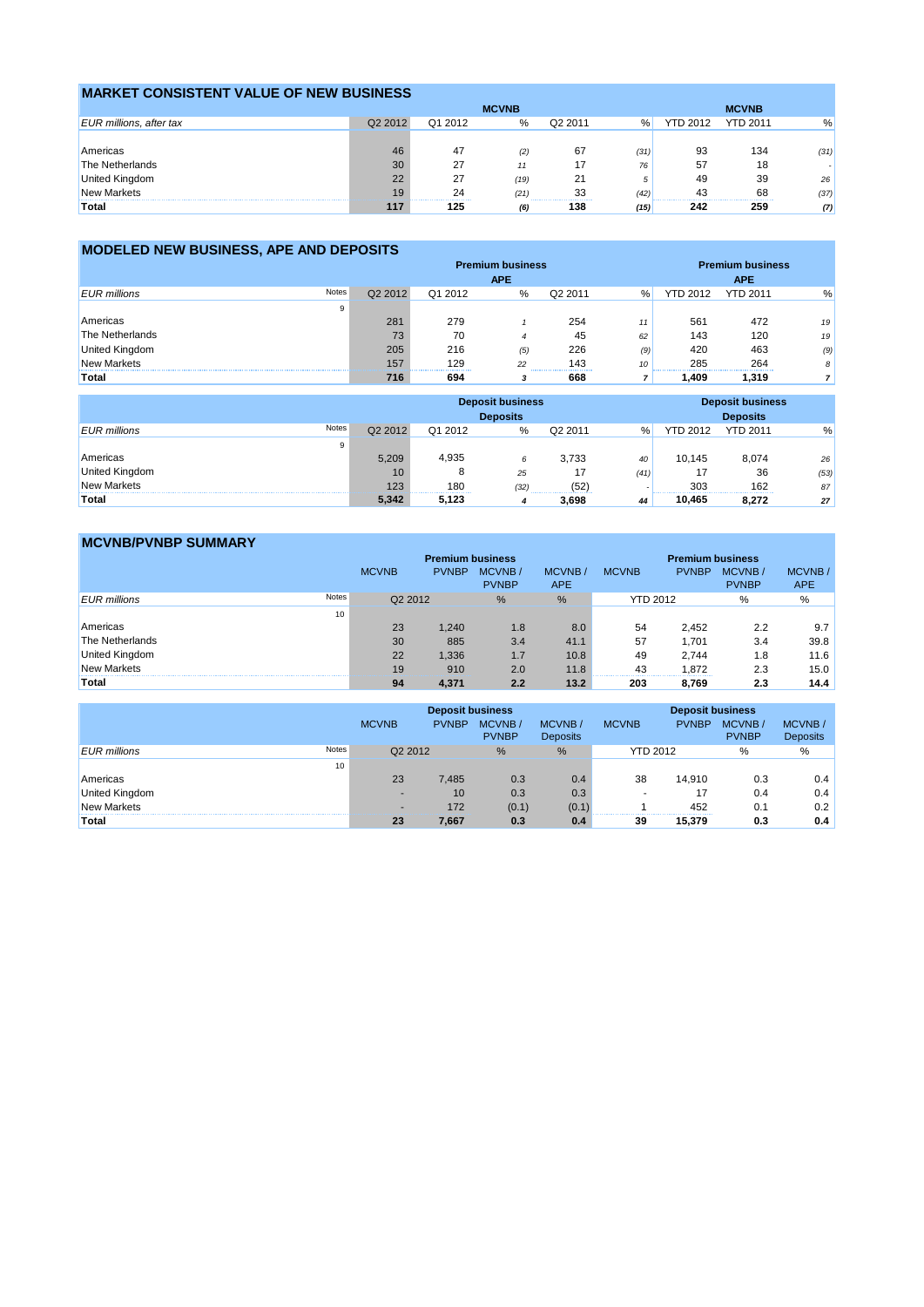## MARKET CONSISTENT VALUE OF NEW BUSINESS

| | MCVNB | | | | | MCVNB | | |
|---|---|---|---|---|---|---|---|---|
| *EUR millions, after tax* | Q2 2012 | Q1 2012 | % | Q2 2011 | % | YTD 2012 | YTD 2011 | % |
| Americas | 46 | 47 | (2) | 67 | (31) | 93 | 134 | (31) |
| The Netherlands | 30 | 27 | 11 | 17 | 76 | 57 | 18 | - |
| United Kingdom | 22 | 27 | (19) | 21 | 5 | 49 | 39 | 26 |
| New Markets | 19 | 24 | (21) | 33 | (42) | 43 | 68 | (37) |
| **Total** | **117** | **125** | **(6)** | **138** | **(15)** | **242** | **259** | **(7)** |

## MODELED NEW BUSINESS, APE AND DEPOSITS

| | | Premium business APE | | | | | Premium business APE | | |
|---|---|---|---|---|---|---|---|---|---|
| *EUR millions* | Notes | Q2 2012 | Q1 2012 | % | Q2 2011 | % | YTD 2012 | YTD 2011 | % |
| | 9 | | | | | | | | |
| Americas | | 281 | 279 | 1 | 254 | 11 | 561 | 472 | 19 |
| The Netherlands | | 73 | 70 | 4 | 45 | 62 | 143 | 120 | 19 |
| United Kingdom | | 205 | 216 | (5) | 226 | (9) | 420 | 463 | (9) |
| New Markets | | 157 | 129 | 22 | 143 | 10 | 285 | 264 | 8 |
| **Total** | | **716** | **694** | **3** | **668** | **7** | **1,409** | **1,319** | **7** |

| | | Deposit business Deposits | | | | | Deposit business Deposits | | |
|---|---|---|---|---|---|---|---|---|---|
| *EUR millions* | Notes | Q2 2012 | Q1 2012 | % | Q2 2011 | % | YTD 2012 | YTD 2011 | % |
| | 9 | | | | | | | | |
| Americas | | 5,209 | 4,935 | 6 | 3,733 | 40 | 10,145 | 8,074 | 26 |
| United Kingdom | | 10 | 8 | 25 | 17 | (41) | 17 | 36 | (53) |
| New Markets | | 123 | 180 | (32) | (52) | - | 303 | 162 | 87 |
| **Total** | | **5,342** | **5,123** | **4** | **3,698** | **44** | **10,465** | **8,272** | **27** |

## MCVNB/PVNBP SUMMARY

| | | Premium business | | | | Premium business | | | |
|---|---|---|---|---|---|---|---|---|---|
| | | MCVNB | PVNBP | MCVNB / PVNBP | MCVNB / APE | MCVNB | PVNBP | MCVNB / PVNBP | MCVNB / APE |
| *EUR millions* | Notes | Q2 2012 | | % | % | YTD 2012 | | % | % |
| | 10 | | | | | | | | |
| Americas | | 23 | 1,240 | 1.8 | 8.0 | 54 | 2,452 | 2.2 | 9.7 |
| The Netherlands | | 30 | 885 | 3.4 | 41.1 | 57 | 1,701 | 3.4 | 39.8 |
| United Kingdom | | 22 | 1,336 | 1.7 | 10.8 | 49 | 2,744 | 1.8 | 11.6 |
| New Markets | | 19 | 910 | 2.0 | 11.8 | 43 | 1,872 | 2.3 | 15.0 |
| **Total** | | **94** | **4,371** | **2.2** | **13.2** | **203** | **8,769** | **2.3** | **14.4** |

| | | Deposit business | | | | Deposit business | | | |
|---|---|---|---|---|---|---|---|---|---|
| | | MCVNB | PVNBP | MCVNB / PVNBP | MCVNB / Deposits | MCVNB | PVNBP | MCVNB / PVNBP | MCVNB / Deposits |
| *EUR millions* | Notes | Q2 2012 | | % | % | YTD 2012 | | % | % |
| | 10 | | | | | | | | |
| Americas | | 23 | 7,485 | 0.3 | 0.4 | 38 | 14,910 | 0.3 | 0.4 |
| United Kingdom | | - | 10 | 0.3 | 0.3 | - | 17 | 0.4 | 0.4 |
| New Markets | | - | 172 | (0.1) | (0.1) | 1 | 452 | 0.1 | 0.2 |
| **Total** | | **23** | **7,667** | **0.3** | **0.4** | **39** | **15,379** | **0.3** | **0.4** |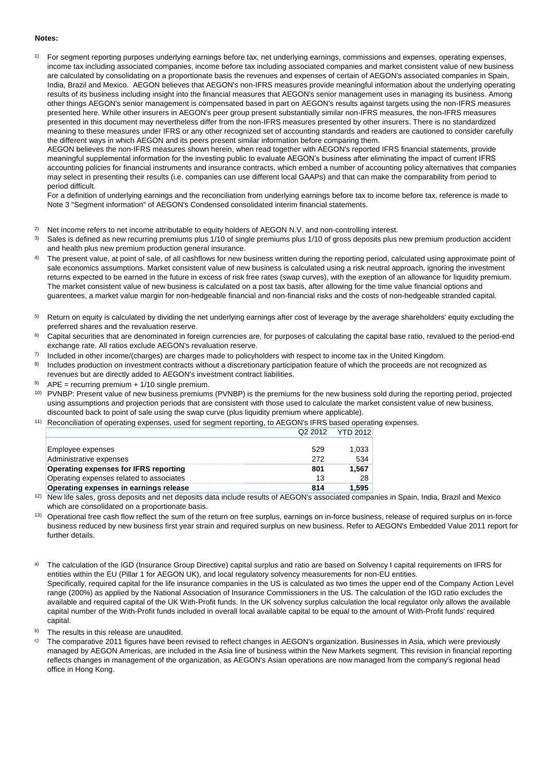**Notes:**

1) For segment reporting purposes underlying earnings before tax, net underlying earnings, commissions and expenses, operating expenses, income tax including associated companies, income before tax including associated companies and market consistent value of new business are calculated by consolidating on a proportionate basis the revenues and expenses of certain of AEGON's associated companies in Spain, India, Brazil and Mexico. AEGON believes that AEGON's non-IFRS measures provide meaningful information about the underlying operating results of its business including insight into the financial measures that AEGON's senior management uses in managing its business. Among other things AEGON's senior management is compensated based in part on AEGON's results against targets using the non-IFRS measures presented here. While other insurers in AEGON's peer group present substantially similar non-IFRS measures, the non-IFRS measures presented in this document may nevertheless differ from the non-IFRS measures presented by other insurers. There is no standardized meaning to these measures under IFRS or any other recognized set of accounting standards and readers are cautioned to consider carefully the different ways in which AEGON and its peers present similar information before comparing them.
AEGON believes the non-IFRS measures shown herein, when read together with AEGON's reported IFRS financial statements, provide meaningful supplemental information for the investing public to evaluate AEGON's business after eliminating the impact of current IFRS accounting policies for financial instruments and insurance contracts, which embed a number of accounting policy alternatives that companies may select in presenting their results (i.e. companies can use different local GAAPs) and that can make the comparability from period to period difficult.
For a definition of underlying earnings and the reconciliation from underlying earnings before tax to income before tax, reference is made to Note 3 "Segment information" of AEGON's Condensed consolidated interim financial statements.

2) Net income refers to net income attributable to equity holders of AEGON N.V. and non-controlling interest.

3) Sales is defined as new recurring premiums plus 1/10 of single premiums plus 1/10 of gross deposits plus new premium production accident and health plus new premium production general insurance.

4) The present value, at point of sale, of all cashflows for new business written during the reporting period, calculated using approximate point of sale economics assumptions. Market consistent value of new business is calculated using a risk neutral approach, ignoring the investment returns expected to be earned in the future in excess of risk free rates (swap curves), with the exeption of an allowance for liquidity premium. The market consistent value of new business is calculated on a post tax basis, after allowing for the time value financial options and guarentees, a market value margin for non-hedgeable financial and non-financial risks and the costs of non-hedgeable stranded capital.

5) Return on equity is calculated by dividing the net underlying earnings after cost of leverage by the average shareholders' equity excluding the preferred shares and the revaluation reserve.

6) Capital securities that are denominated in foreign currencies are, for purposes of calculating the capital base ratio, revalued to the period-end exchange rate. All ratios exclude AEGON's revaluation reserve.

7) Included in other income/(charges) are charges made to policyholders with respect to income tax in the United Kingdom.

8) Includes production on investment contracts without a discretionary participation feature of which the proceeds are not recognized as revenues but are directly added to AEGON's investment contract liabilities.

9) APE = recurring premium + 1/10 single premium.

10) PVNBP: Present value of new business premiums (PVNBP) is the premiums for the new business sold during the reporting period, projected using assumptions and projection periods that are consistent with those used to calculate the market consistent value of new business, discounted back to point of sale using the swap curve (plus liquidity premium where applicable).

11) Reconciliation of operating expenses, used for segment reporting, to AEGON's IFRS based operating expenses.

| | Q2 2012 | YTD 2012 |
|---|---|---|
| Employee expenses | 529 | 1,033 |
| Administrative expenses | 272 | 534 |
| **Operating expenses for IFRS reporting** | **801** | **1,567** |
| Operating expenses related to associates | 13 | 28 |
| **Operating expenses in earnings release** | **814** | **1,595** |

12) New life sales, gross deposits and net deposits data include results of AEGON's associated companies in Spain, India, Brazil and Mexico which are consolidated on a proportionate basis.

13) Operational free cash flow reflect the sum of the return on free surplus, earnings on in-force business, release of required surplus on in-force business reduced by new business first year strain and required surplus on new business. Refer to AEGON's Embedded Value 2011 report for further details.

a) The calculation of the IGD (Insurance Group Directive) capital surplus and ratio are based on Solvency I capital requirements on IFRS for entities within the EU (Pillar 1 for AEGON UK), and local regulatory solvency measurements for non-EU entities.
Specifically, required capital for the life insurance companies in the US is calculated as two times the upper end of the Company Action Level range (200%) as applied by the National Association of Insurance Commissioners in the US. The calculation of the IGD ratio excludes the available and required capital of the UK With-Profit funds. In the UK solvency surplus calculation the local regulator only allows the available capital number of the With-Profit funds included in overall local available capital to be equal to the amount of With-Profit funds' required capital.

b) The results in this release are unaudited.

c) The comparative 2011 figures have been revised to reflect changes in AEGON's organization. Businesses in Asia, which were previously managed by AEGON Americas, are included in the Asia line of business within the New Markets segment. This revision in financial reporting reflects changes in management of the organization, as AEGON's Asian operations are now managed from the company's regional head office in Hong Kong.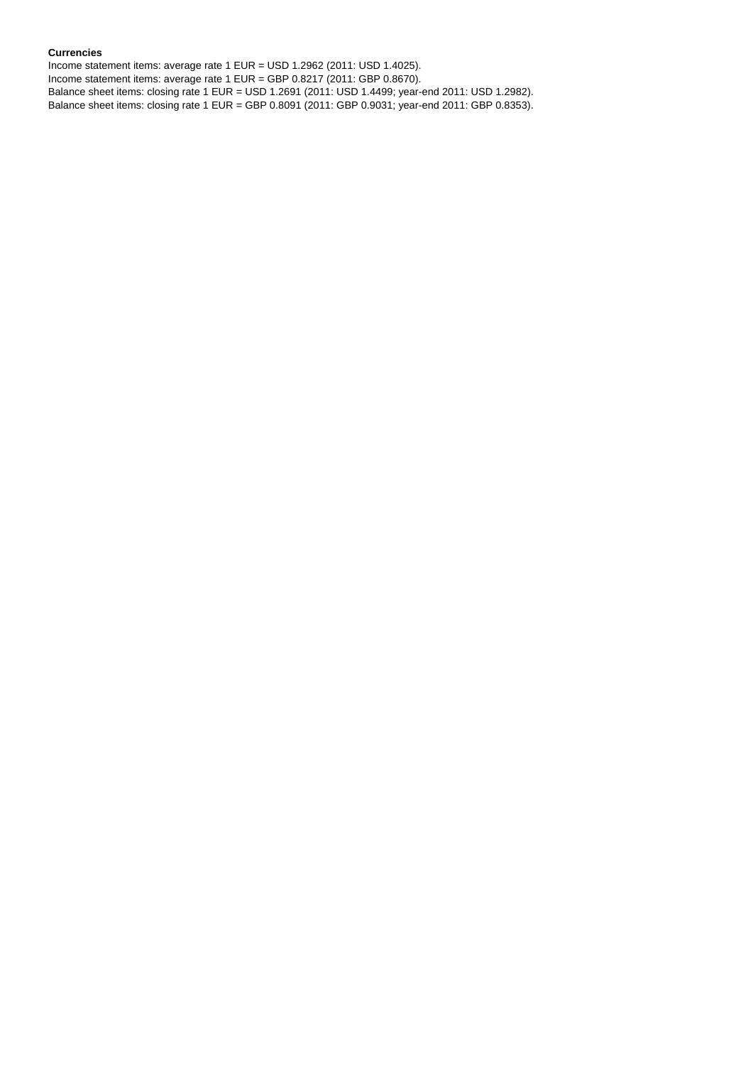**Currencies**

Income statement items: average rate 1 EUR = USD 1.2962 (2011: USD 1.4025).
Income statement items: average rate 1 EUR = GBP 0.8217 (2011: GBP 0.8670).
Balance sheet items: closing rate 1 EUR = USD 1.2691 (2011: USD 1.4499; year-end 2011: USD 1.2982).
Balance sheet items: closing rate 1 EUR = GBP 0.8091 (2011: GBP 0.9031; year-end 2011: GBP 0.8353).